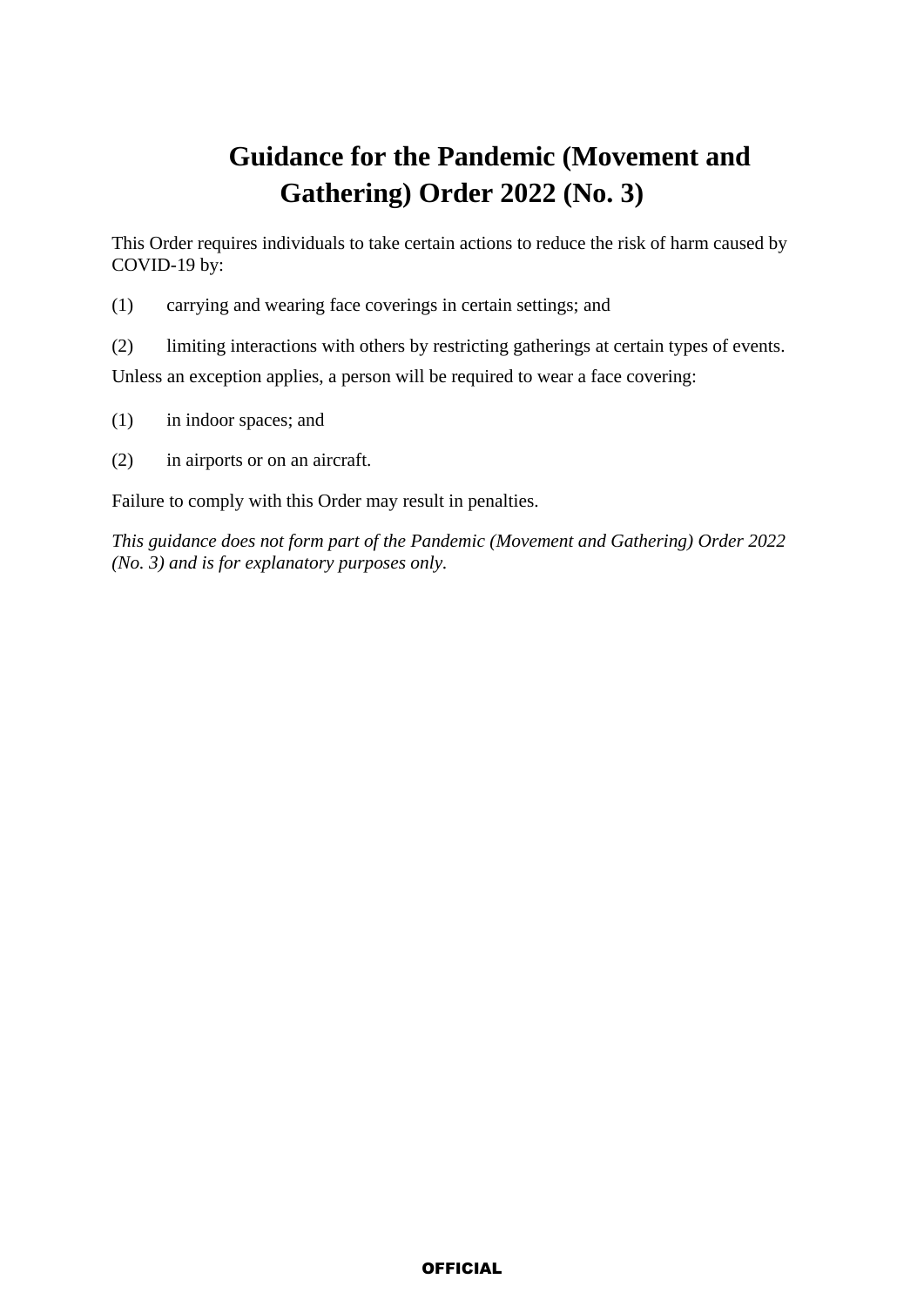# Guidance for the Pandemic (Movement and Gathering) Order 2022 (No. 3)

This Order requires individuals to take certain actions to reduce the risk of harm caused by COVID-19 by:

(1) carrying and wearing face coverings in certain settings; and

(2) limiting interactions with others by restricting gatherings at certain types of events.

Unless an exception applies, a person will be required to wear a face covering:

(1) in indoor spaces; and

(2) in airports or on an aircraft.

Failure to comply with this Order may result in penalties.

*This guidance does not form part of the Pandemic (Movement and Gathering) Order 2022 (No. 3) and is for explanatory purposes only.*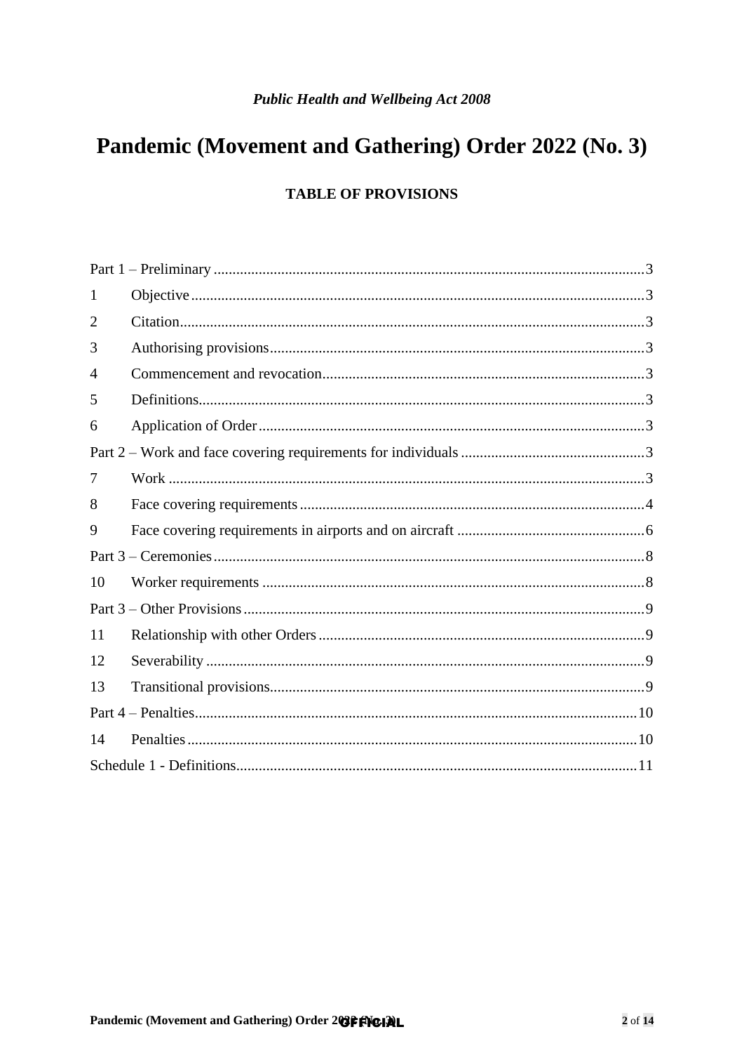*Public Health and Wellbeing Act 2008*

# Pandemic (Movement and Gathering) Order 2022 (No. 3)

## TABLE OF PROVISIONS

Part 1 – Preliminary .......... 3

1 Objective .......... 3

2 Citation .......... 3

3 Authorising provisions .......... 3

4 Commencement and revocation .......... 3

5 Definitions .......... 3

6 Application of Order .......... 3

Part 2 – Work and face covering requirements for individuals .......... 3

7 Work .......... 3

8 Face covering requirements .......... 4

9 Face covering requirements in airports and on aircraft .......... 6

Part 3 – Ceremonies .......... 8

10 Worker requirements .......... 8

Part 3 – Other Provisions .......... 9

11 Relationship with other Orders .......... 9

12 Severability .......... 9

13 Transitional provisions .......... 9

Part 4 – Penalties .......... 10

14 Penalties .......... 10

Schedule 1 - Definitions .......... 11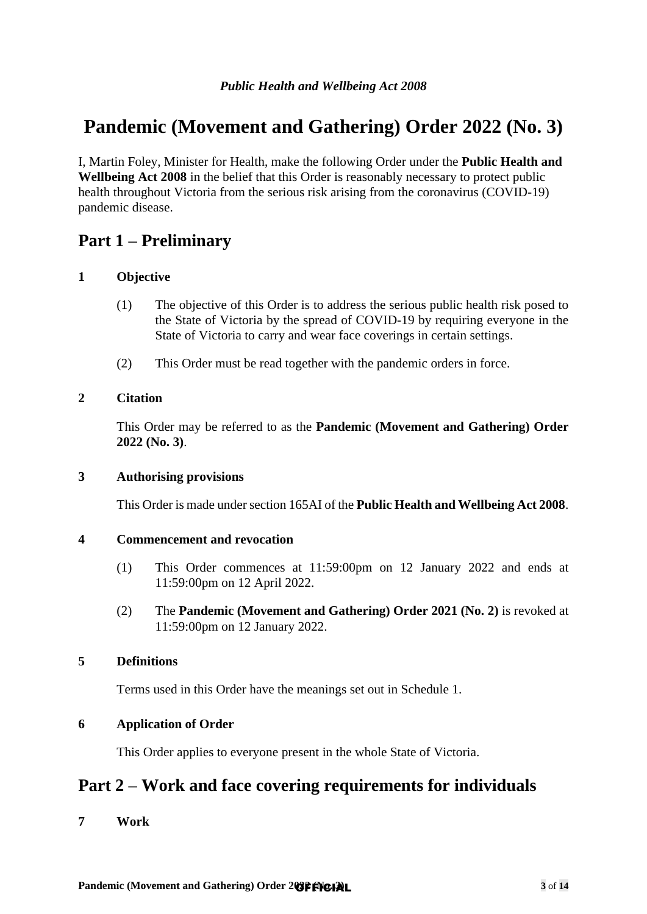*Public Health and Wellbeing Act 2008*

# Pandemic (Movement and Gathering) Order 2022 (No. 3)

I, Martin Foley, Minister for Health, make the following Order under the **Public Health and Wellbeing Act 2008** in the belief that this Order is reasonably necessary to protect public health throughout Victoria from the serious risk arising from the coronavirus (COVID-19) pandemic disease.

## Part 1 – Preliminary

### 1 Objective

(1) The objective of this Order is to address the serious public health risk posed to the State of Victoria by the spread of COVID-19 by requiring everyone in the State of Victoria to carry and wear face coverings in certain settings.

(2) This Order must be read together with the pandemic orders in force.

### 2 Citation

This Order may be referred to as the **Pandemic (Movement and Gathering) Order 2022 (No. 3)**.

### 3 Authorising provisions

This Order is made under section 165AI of the **Public Health and Wellbeing Act 2008**.

### 4 Commencement and revocation

(1) This Order commences at 11:59:00pm on 12 January 2022 and ends at 11:59:00pm on 12 April 2022.

(2) The **Pandemic (Movement and Gathering) Order 2021 (No. 2)** is revoked at 11:59:00pm on 12 January 2022.

### 5 Definitions

Terms used in this Order have the meanings set out in Schedule 1.

### 6 Application of Order

This Order applies to everyone present in the whole State of Victoria.

## Part 2 – Work and face covering requirements for individuals

### 7 Work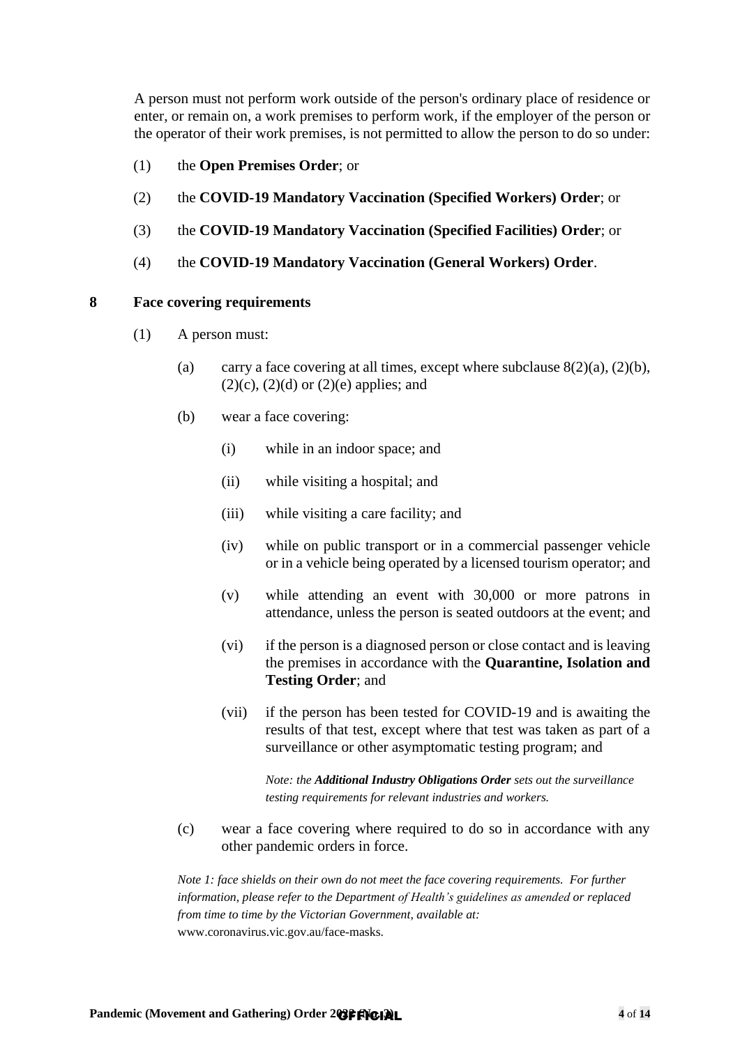A person must not perform work outside of the person's ordinary place of residence or enter, or remain on, a work premises to perform work, if the employer of the person or the operator of their work premises, is not permitted to allow the person to do so under:

(1) the **Open Premises Order**; or

(2) the **COVID-19 Mandatory Vaccination (Specified Workers) Order**; or

(3) the **COVID-19 Mandatory Vaccination (Specified Facilities) Order**; or

(4) the **COVID-19 Mandatory Vaccination (General Workers) Order**.

## 8 Face covering requirements

(1) A person must:

(a) carry a face covering at all times, except where subclause 8(2)(a), (2)(b), (2)(c), (2)(d) or (2)(e) applies; and

(b) wear a face covering:

(i) while in an indoor space; and

(ii) while visiting a hospital; and

(iii) while visiting a care facility; and

(iv) while on public transport or in a commercial passenger vehicle or in a vehicle being operated by a licensed tourism operator; and

(v) while attending an event with 30,000 or more patrons in attendance, unless the person is seated outdoors at the event; and

(vi) if the person is a diagnosed person or close contact and is leaving the premises in accordance with the **Quarantine, Isolation and Testing Order**; and

(vii) if the person has been tested for COVID-19 and is awaiting the results of that test, except where that test was taken as part of a surveillance or other asymptomatic testing program; and

*Note: the **Additional Industry Obligations Order** sets out the surveillance testing requirements for relevant industries and workers.*

(c) wear a face covering where required to do so in accordance with any other pandemic orders in force.

*Note 1: face shields on their own do not meet the face covering requirements. For further information, please refer to the Department of Health's guidelines as amended or replaced from time to time by the Victorian Government, available at:* www.coronavirus.vic.gov.au/face-masks.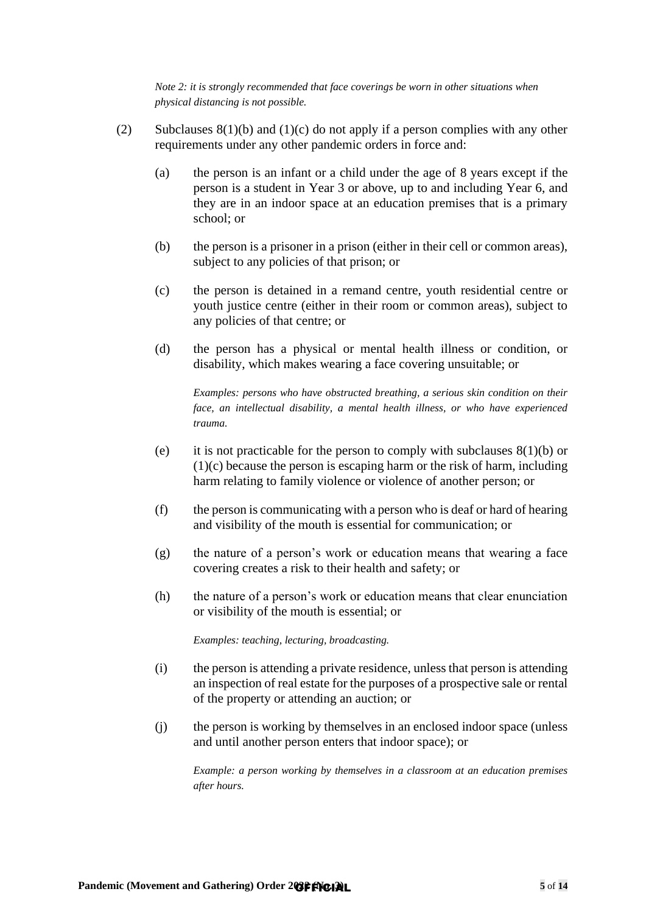*Note 2: it is strongly recommended that face coverings be worn in other situations when physical distancing is not possible.*

(2) Subclauses 8(1)(b) and (1)(c) do not apply if a person complies with any other requirements under any other pandemic orders in force and:

(a) the person is an infant or a child under the age of 8 years except if the person is a student in Year 3 or above, up to and including Year 6, and they are in an indoor space at an education premises that is a primary school; or

(b) the person is a prisoner in a prison (either in their cell or common areas), subject to any policies of that prison; or

(c) the person is detained in a remand centre, youth residential centre or youth justice centre (either in their room or common areas), subject to any policies of that centre; or

(d) the person has a physical or mental health illness or condition, or disability, which makes wearing a face covering unsuitable; or

*Examples: persons who have obstructed breathing, a serious skin condition on their face, an intellectual disability, a mental health illness, or who have experienced trauma.*

(e) it is not practicable for the person to comply with subclauses 8(1)(b) or (1)(c) because the person is escaping harm or the risk of harm, including harm relating to family violence or violence of another person; or

(f) the person is communicating with a person who is deaf or hard of hearing and visibility of the mouth is essential for communication; or

(g) the nature of a person's work or education means that wearing a face covering creates a risk to their health and safety; or

(h) the nature of a person's work or education means that clear enunciation or visibility of the mouth is essential; or

*Examples: teaching, lecturing, broadcasting.*

(i) the person is attending a private residence, unless that person is attending an inspection of real estate for the purposes of a prospective sale or rental of the property or attending an auction; or

(j) the person is working by themselves in an enclosed indoor space (unless and until another person enters that indoor space); or

*Example: a person working by themselves in a classroom at an education premises after hours.*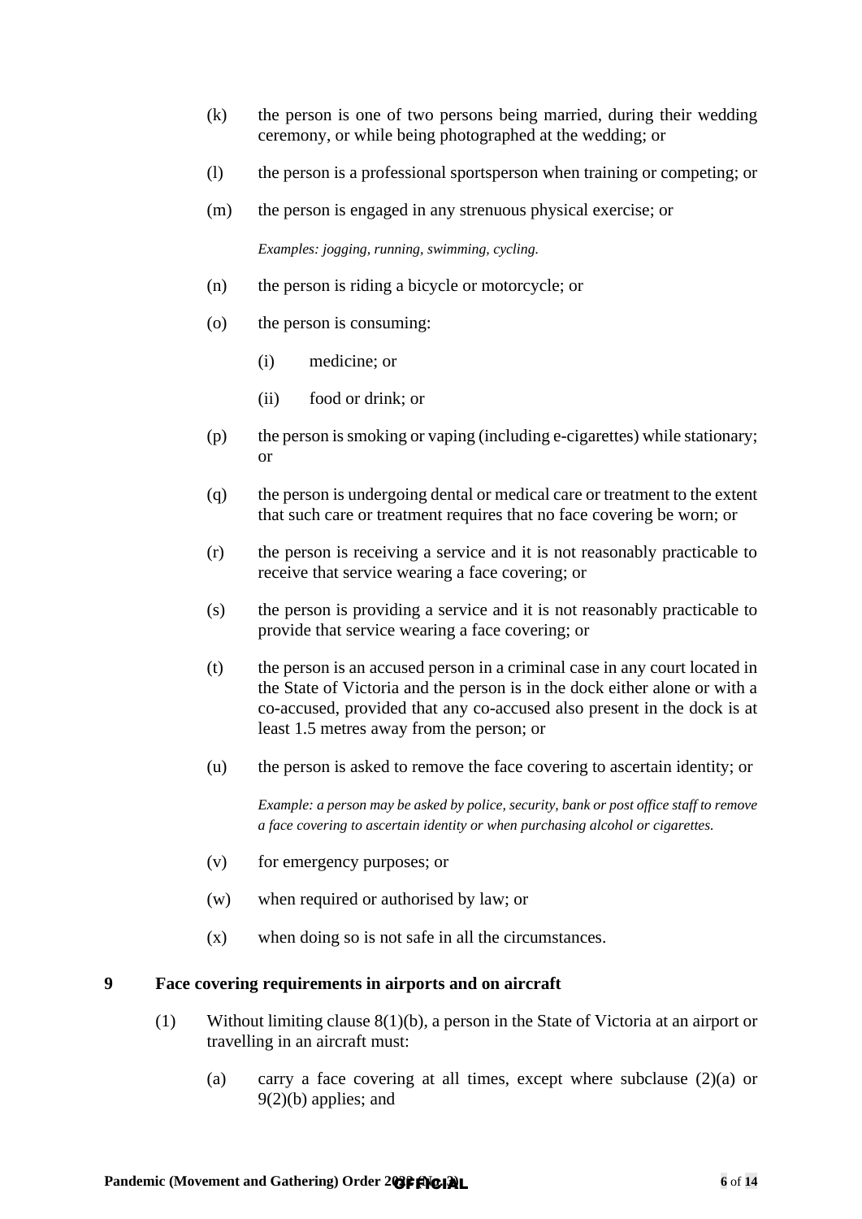(k) the person is one of two persons being married, during their wedding ceremony, or while being photographed at the wedding; or

(l) the person is a professional sportsperson when training or competing; or

(m) the person is engaged in any strenuous physical exercise; or

*Examples: jogging, running, swimming, cycling.*

(n) the person is riding a bicycle or motorcycle; or

(o) the person is consuming:

(i) medicine; or

(ii) food or drink; or

(p) the person is smoking or vaping (including e-cigarettes) while stationary; or

(q) the person is undergoing dental or medical care or treatment to the extent that such care or treatment requires that no face covering be worn; or

(r) the person is receiving a service and it is not reasonably practicable to receive that service wearing a face covering; or

(s) the person is providing a service and it is not reasonably practicable to provide that service wearing a face covering; or

(t) the person is an accused person in a criminal case in any court located in the State of Victoria and the person is in the dock either alone or with a co-accused, provided that any co-accused also present in the dock is at least 1.5 metres away from the person; or

(u) the person is asked to remove the face covering to ascertain identity; or

*Example: a person may be asked by police, security, bank or post office staff to remove a face covering to ascertain identity or when purchasing alcohol or cigarettes.*

(v) for emergency purposes; or

(w) when required or authorised by law; or

(x) when doing so is not safe in all the circumstances.

## 9 Face covering requirements in airports and on aircraft

(1) Without limiting clause 8(1)(b), a person in the State of Victoria at an airport or travelling in an aircraft must:

(a) carry a face covering at all times, except where subclause (2)(a) or 9(2)(b) applies; and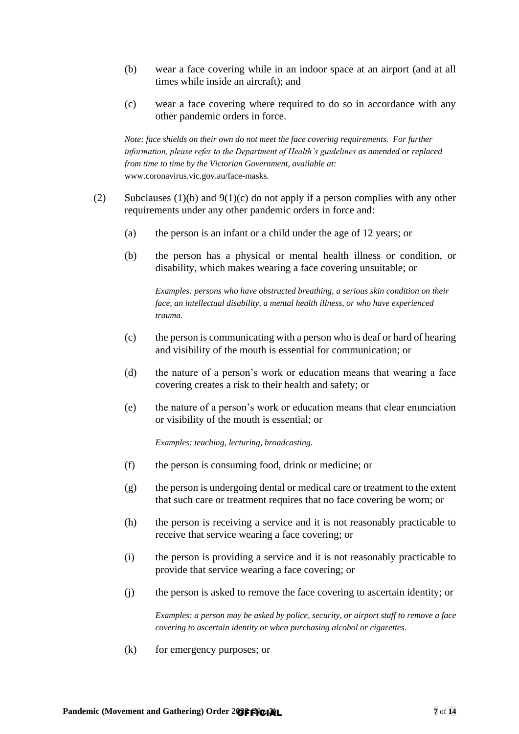(b) wear a face covering while in an indoor space at an airport (and at all times while inside an aircraft); and

(c) wear a face covering where required to do so in accordance with any other pandemic orders in force.

*Note: face shields on their own do not meet the face covering requirements. For further information, please refer to the Department of Health's guidelines as amended or replaced from time to time by the Victorian Government, available at:* www.coronavirus.vic.gov.au/face-masks*.*

(2) Subclauses (1)(b) and 9(1)(c) do not apply if a person complies with any other requirements under any other pandemic orders in force and:

(a) the person is an infant or a child under the age of 12 years; or

(b) the person has a physical or mental health illness or condition, or disability, which makes wearing a face covering unsuitable; or

*Examples: persons who have obstructed breathing, a serious skin condition on their face, an intellectual disability, a mental health illness, or who have experienced trauma.*

(c) the person is communicating with a person who is deaf or hard of hearing and visibility of the mouth is essential for communication; or

(d) the nature of a person's work or education means that wearing a face covering creates a risk to their health and safety; or

(e) the nature of a person's work or education means that clear enunciation or visibility of the mouth is essential; or

*Examples: teaching, lecturing, broadcasting.*

(f) the person is consuming food, drink or medicine; or

(g) the person is undergoing dental or medical care or treatment to the extent that such care or treatment requires that no face covering be worn; or

(h) the person is receiving a service and it is not reasonably practicable to receive that service wearing a face covering; or

(i) the person is providing a service and it is not reasonably practicable to provide that service wearing a face covering; or

(j) the person is asked to remove the face covering to ascertain identity; or

*Examples: a person may be asked by police, security, or airport staff to remove a face covering to ascertain identity or when purchasing alcohol or cigarettes.*

(k) for emergency purposes; or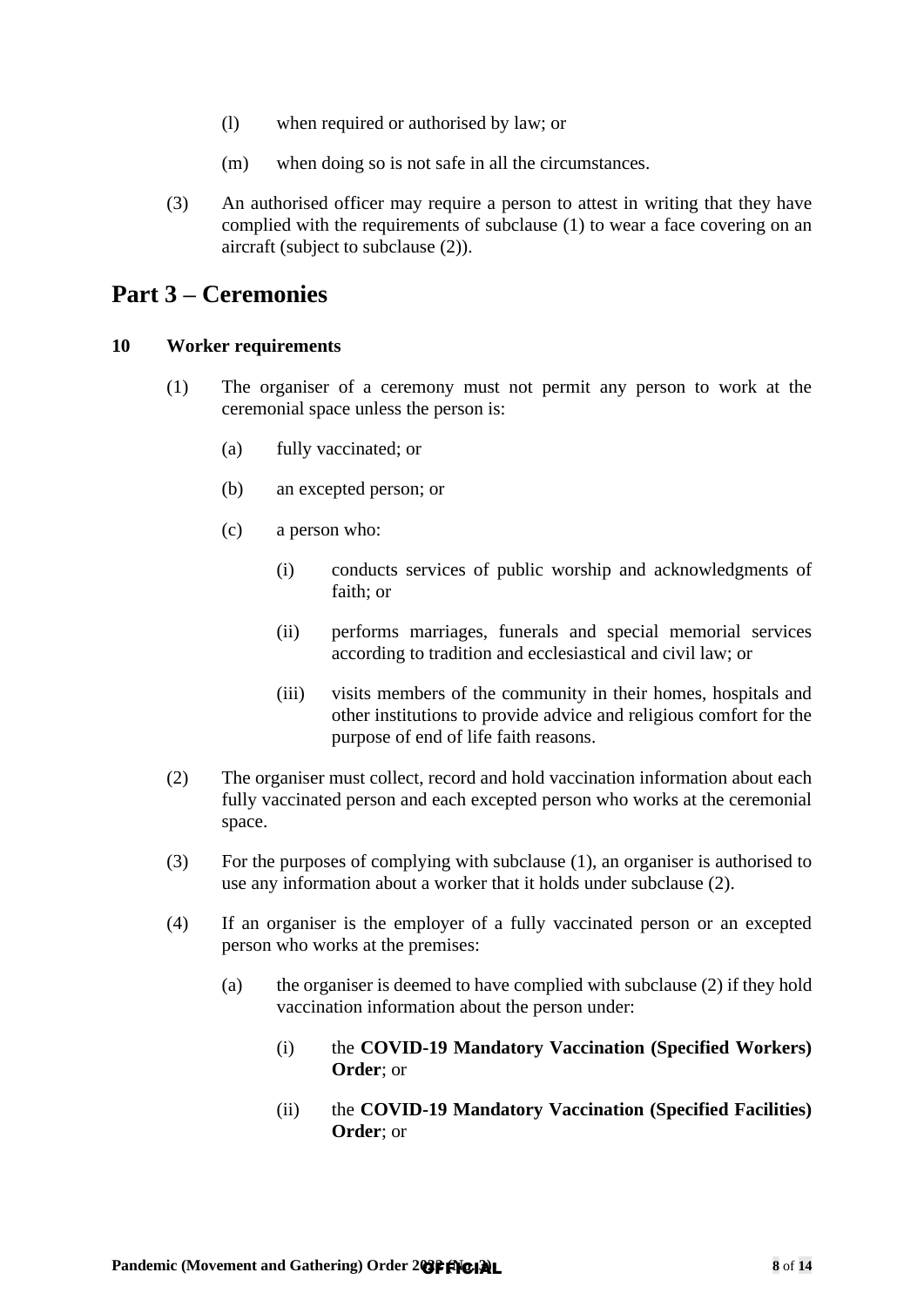(l) when required or authorised by law; or

(m) when doing so is not safe in all the circumstances.

(3) An authorised officer may require a person to attest in writing that they have complied with the requirements of subclause (1) to wear a face covering on an aircraft (subject to subclause (2)).

## Part 3 – Ceremonies

### 10 Worker requirements

(1) The organiser of a ceremony must not permit any person to work at the ceremonial space unless the person is:

   (a) fully vaccinated; or

   (b) an excepted person; or

   (c) a person who:

      (i) conducts services of public worship and acknowledgments of faith; or

      (ii) performs marriages, funerals and special memorial services according to tradition and ecclesiastical and civil law; or

      (iii) visits members of the community in their homes, hospitals and other institutions to provide advice and religious comfort for the purpose of end of life faith reasons.

(2) The organiser must collect, record and hold vaccination information about each fully vaccinated person and each excepted person who works at the ceremonial space.

(3) For the purposes of complying with subclause (1), an organiser is authorised to use any information about a worker that it holds under subclause (2).

(4) If an organiser is the employer of a fully vaccinated person or an excepted person who works at the premises:

   (a) the organiser is deemed to have complied with subclause (2) if they hold vaccination information about the person under:

      (i) the **COVID-19 Mandatory Vaccination (Specified Workers) Order**; or

      (ii) the **COVID-19 Mandatory Vaccination (Specified Facilities) Order**; or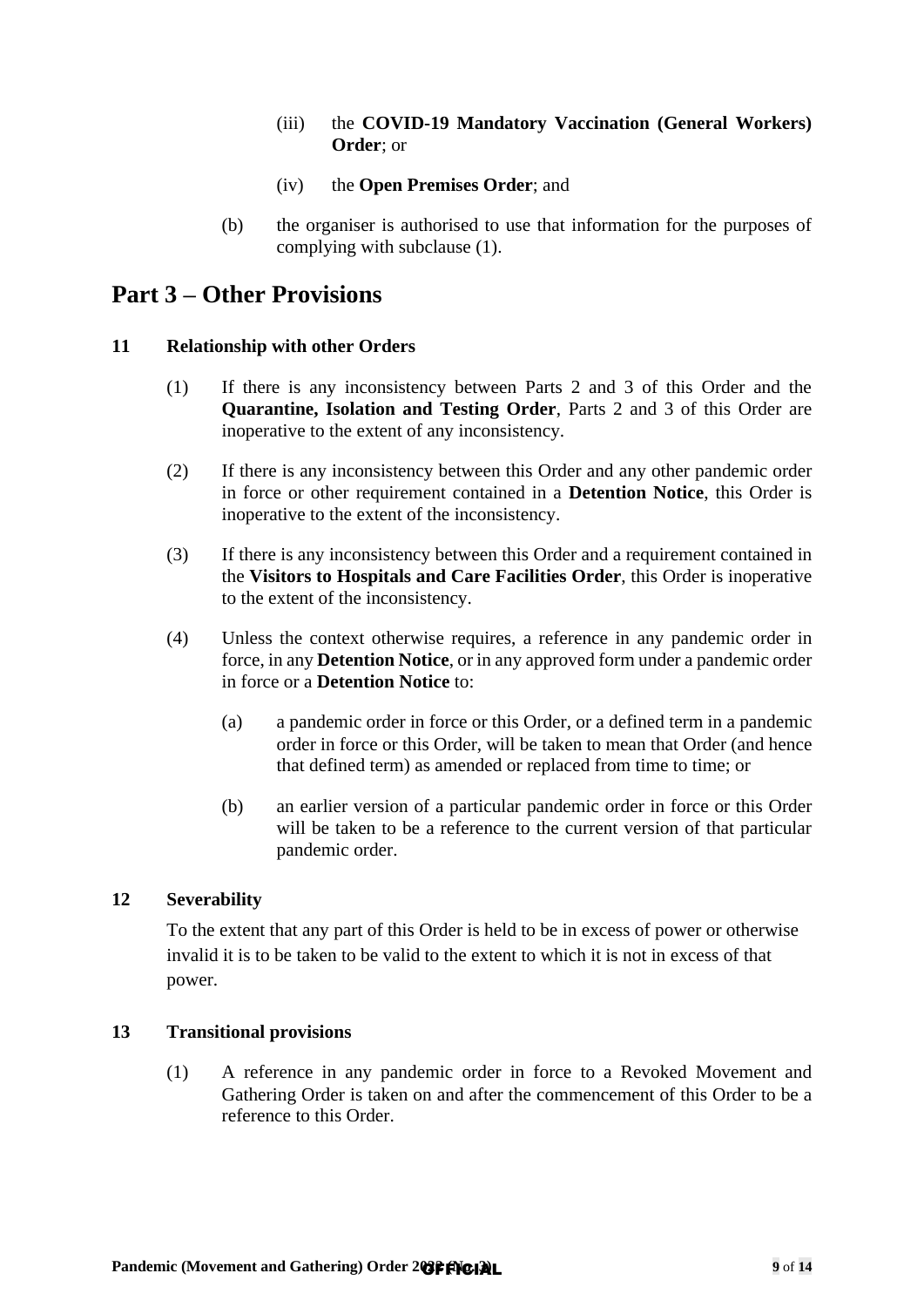(iii) the **COVID-19 Mandatory Vaccination (General Workers) Order**; or

(iv) the **Open Premises Order**; and

(b) the organiser is authorised to use that information for the purposes of complying with subclause (1).

# Part 3 – Other Provisions

## 11 Relationship with other Orders

(1) If there is any inconsistency between Parts 2 and 3 of this Order and the **Quarantine, Isolation and Testing Order**, Parts 2 and 3 of this Order are inoperative to the extent of any inconsistency.

(2) If there is any inconsistency between this Order and any other pandemic order in force or other requirement contained in a **Detention Notice**, this Order is inoperative to the extent of the inconsistency.

(3) If there is any inconsistency between this Order and a requirement contained in the **Visitors to Hospitals and Care Facilities Order**, this Order is inoperative to the extent of the inconsistency.

(4) Unless the context otherwise requires, a reference in any pandemic order in force, in any **Detention Notice**, or in any approved form under a pandemic order in force or a **Detention Notice** to:

(a) a pandemic order in force or this Order, or a defined term in a pandemic order in force or this Order, will be taken to mean that Order (and hence that defined term) as amended or replaced from time to time; or

(b) an earlier version of a particular pandemic order in force or this Order will be taken to be a reference to the current version of that particular pandemic order.

## 12 Severability

To the extent that any part of this Order is held to be in excess of power or otherwise invalid it is to be taken to be valid to the extent to which it is not in excess of that power.

## 13 Transitional provisions

(1) A reference in any pandemic order in force to a Revoked Movement and Gathering Order is taken on and after the commencement of this Order to be a reference to this Order.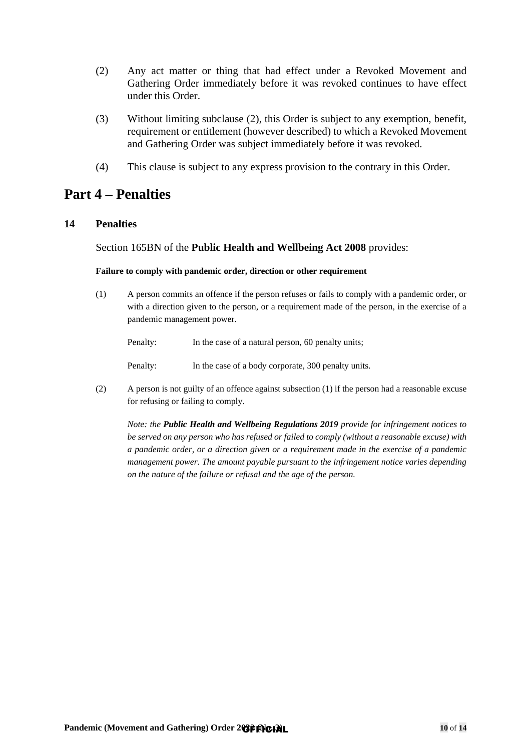(2) Any act matter or thing that had effect under a Revoked Movement and Gathering Order immediately before it was revoked continues to have effect under this Order.

(3) Without limiting subclause (2), this Order is subject to any exemption, benefit, requirement or entitlement (however described) to which a Revoked Movement and Gathering Order was subject immediately before it was revoked.

(4) This clause is subject to any express provision to the contrary in this Order.

# Part 4 – Penalties

## 14 Penalties

Section 165BN of the **Public Health and Wellbeing Act 2008** provides:

**Failure to comply with pandemic order, direction or other requirement**

(1) A person commits an offence if the person refuses or fails to comply with a pandemic order, or with a direction given to the person, or a requirement made of the person, in the exercise of a pandemic management power.

Penalty: In the case of a natural person, 60 penalty units;

Penalty: In the case of a body corporate, 300 penalty units.

(2) A person is not guilty of an offence against subsection (1) if the person had a reasonable excuse for refusing or failing to comply.

*Note: the **Public Health and Wellbeing Regulations 2019** provide for infringement notices to be served on any person who has refused or failed to comply (without a reasonable excuse) with a pandemic order, or a direction given or a requirement made in the exercise of a pandemic management power. The amount payable pursuant to the infringement notice varies depending on the nature of the failure or refusal and the age of the person.*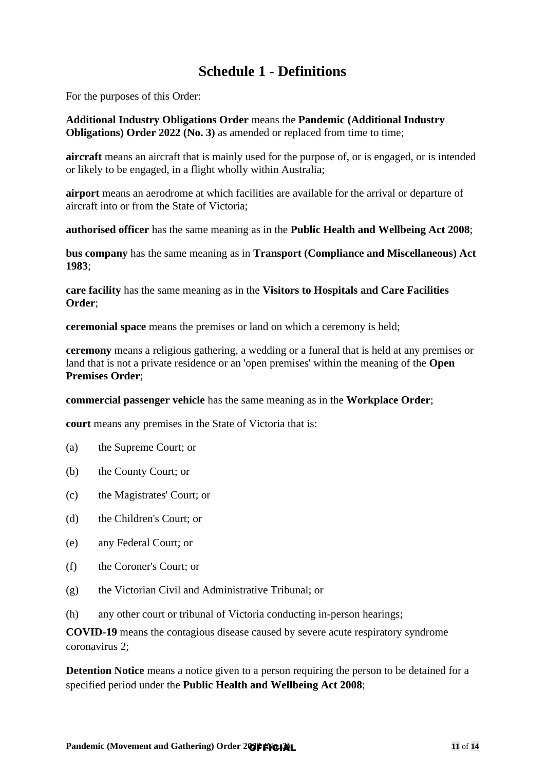# Schedule 1 - Definitions

For the purposes of this Order:

**Additional Industry Obligations Order** means the **Pandemic (Additional Industry Obligations) Order 2022 (No. 3)** as amended or replaced from time to time;

**aircraft** means an aircraft that is mainly used for the purpose of, or is engaged, or is intended or likely to be engaged, in a flight wholly within Australia;

**airport** means an aerodrome at which facilities are available for the arrival or departure of aircraft into or from the State of Victoria;

**authorised officer** has the same meaning as in the **Public Health and Wellbeing Act 2008**;

**bus company** has the same meaning as in **Transport (Compliance and Miscellaneous) Act 1983**;

**care facility** has the same meaning as in the **Visitors to Hospitals and Care Facilities Order**;

**ceremonial space** means the premises or land on which a ceremony is held;

**ceremony** means a religious gathering, a wedding or a funeral that is held at any premises or land that is not a private residence or an 'open premises' within the meaning of the **Open Premises Order**;

**commercial passenger vehicle** has the same meaning as in the **Workplace Order**;

**court** means any premises in the State of Victoria that is:

(a) the Supreme Court; or

(b) the County Court; or

(c) the Magistrates' Court; or

(d) the Children's Court; or

(e) any Federal Court; or

(f) the Coroner's Court; or

(g) the Victorian Civil and Administrative Tribunal; or

(h) any other court or tribunal of Victoria conducting in-person hearings;

**COVID-19** means the contagious disease caused by severe acute respiratory syndrome coronavirus 2;

**Detention Notice** means a notice given to a person requiring the person to be detained for a specified period under the **Public Health and Wellbeing Act 2008**;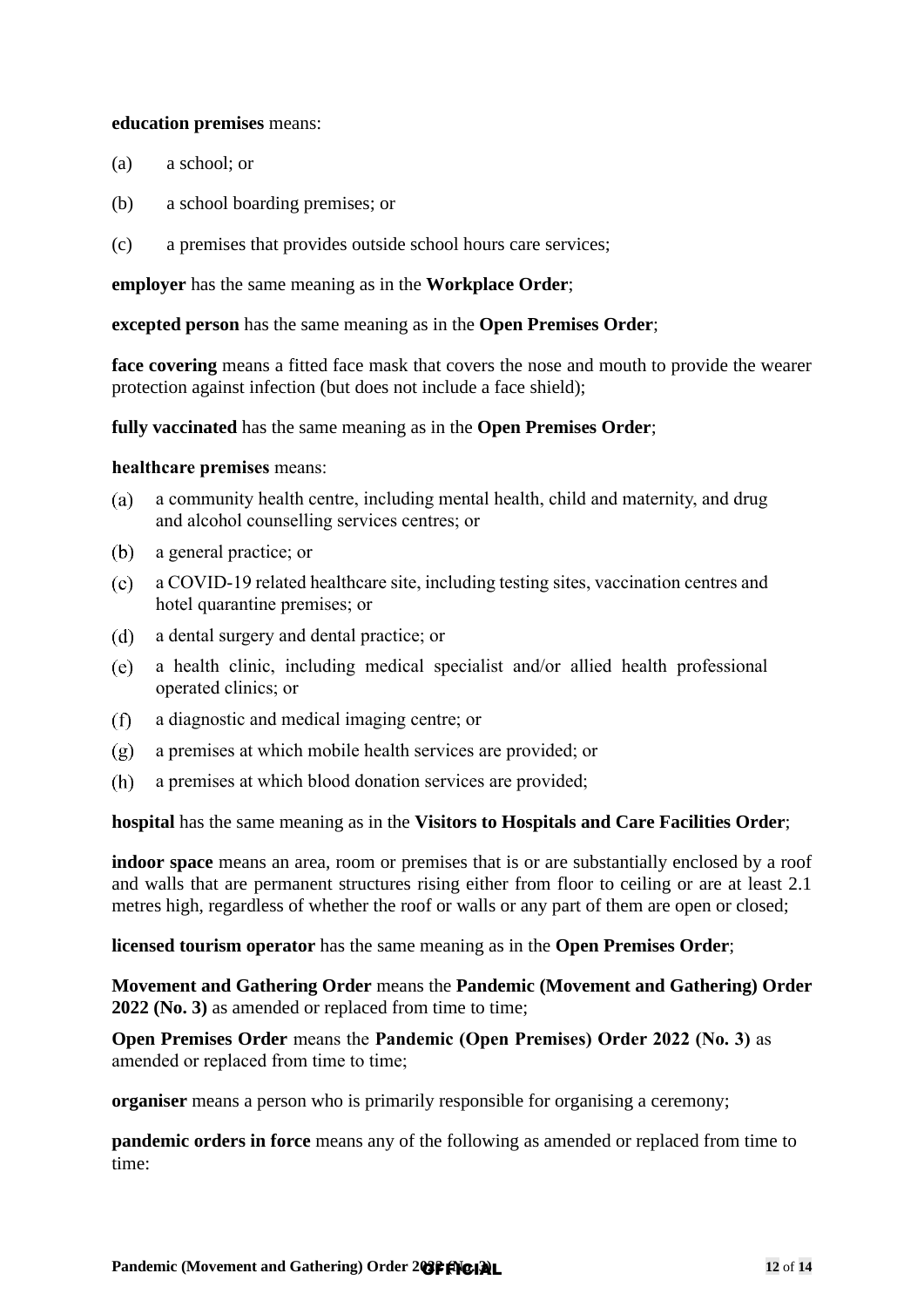**education premises** means:

(a) a school; or

(b) a school boarding premises; or

(c) a premises that provides outside school hours care services;

**employer** has the same meaning as in the **Workplace Order**;

**excepted person** has the same meaning as in the **Open Premises Order**;

**face covering** means a fitted face mask that covers the nose and mouth to provide the wearer protection against infection (but does not include a face shield);

**fully vaccinated** has the same meaning as in the **Open Premises Order**;

**healthcare premises** means:

(a) a community health centre, including mental health, child and maternity, and drug and alcohol counselling services centres; or

(b) a general practice; or

(c) a COVID-19 related healthcare site, including testing sites, vaccination centres and hotel quarantine premises; or

(d) a dental surgery and dental practice; or

(e) a health clinic, including medical specialist and/or allied health professional operated clinics; or

(f) a diagnostic and medical imaging centre; or

(g) a premises at which mobile health services are provided; or

(h) a premises at which blood donation services are provided;

**hospital** has the same meaning as in the **Visitors to Hospitals and Care Facilities Order**;

**indoor space** means an area, room or premises that is or are substantially enclosed by a roof and walls that are permanent structures rising either from floor to ceiling or are at least 2.1 metres high, regardless of whether the roof or walls or any part of them are open or closed;

**licensed tourism operator** has the same meaning as in the **Open Premises Order**;

**Movement and Gathering Order** means the **Pandemic (Movement and Gathering) Order 2022 (No. 3)** as amended or replaced from time to time;

**Open Premises Order** means the **Pandemic (Open Premises) Order 2022 (No. 3)** as amended or replaced from time to time;

**organiser** means a person who is primarily responsible for organising a ceremony;

**pandemic orders in force** means any of the following as amended or replaced from time to time: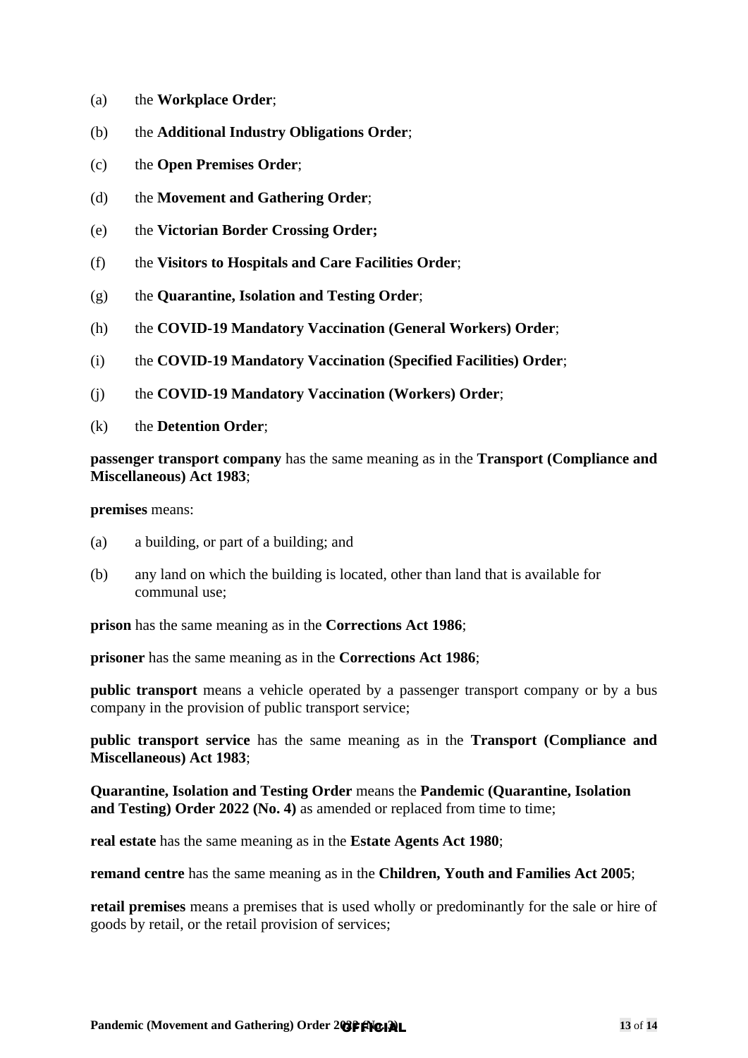(a) the **Workplace Order**;

(b) the **Additional Industry Obligations Order**;

(c) the **Open Premises Order**;

(d) the **Movement and Gathering Order**;

(e) the **Victorian Border Crossing Order;**

(f) the **Visitors to Hospitals and Care Facilities Order**;

(g) the **Quarantine, Isolation and Testing Order**;

(h) the **COVID-19 Mandatory Vaccination (General Workers) Order**;

(i) the **COVID-19 Mandatory Vaccination (Specified Facilities) Order**;

(j) the **COVID-19 Mandatory Vaccination (Workers) Order**;

(k) the **Detention Order**;

**passenger transport company** has the same meaning as in the **Transport (Compliance and Miscellaneous) Act 1983**;

**premises** means:

(a) a building, or part of a building; and

(b) any land on which the building is located, other than land that is available for communal use;

**prison** has the same meaning as in the **Corrections Act 1986**;

**prisoner** has the same meaning as in the **Corrections Act 1986**;

**public transport** means a vehicle operated by a passenger transport company or by a bus company in the provision of public transport service;

**public transport service** has the same meaning as in the **Transport (Compliance and Miscellaneous) Act 1983**;

**Quarantine, Isolation and Testing Order** means the **Pandemic (Quarantine, Isolation and Testing) Order 2022 (No. 4)** as amended or replaced from time to time;

**real estate** has the same meaning as in the **Estate Agents Act 1980**;

**remand centre** has the same meaning as in the **Children, Youth and Families Act 2005**;

**retail premises** means a premises that is used wholly or predominantly for the sale or hire of goods by retail, or the retail provision of services;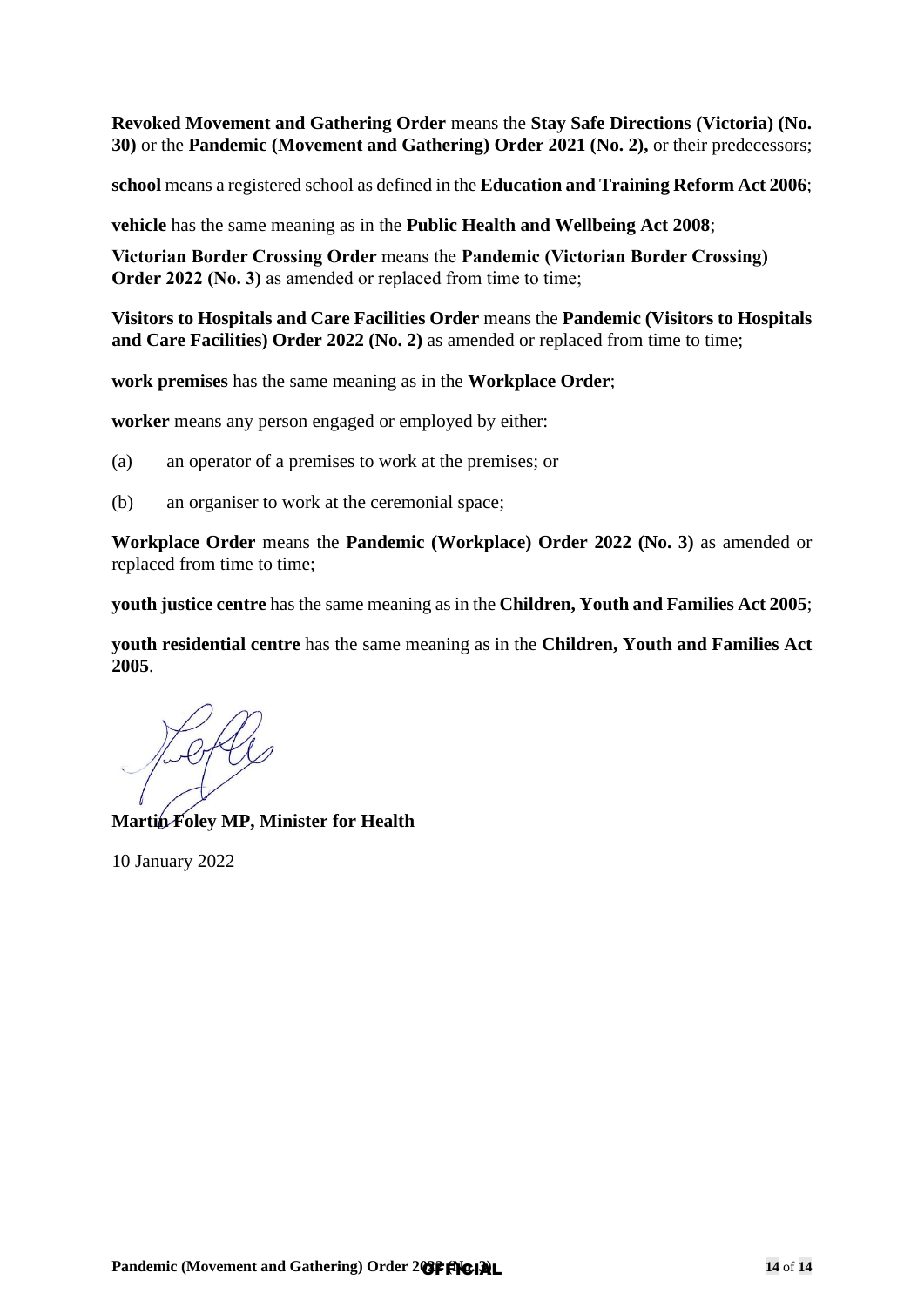**Revoked Movement and Gathering Order** means the **Stay Safe Directions (Victoria) (No. 30)** or the **Pandemic (Movement and Gathering) Order 2021 (No. 2),** or their predecessors;

**school** means a registered school as defined in the **Education and Training Reform Act 2006**;

**vehicle** has the same meaning as in the **Public Health and Wellbeing Act 2008**;

**Victorian Border Crossing Order** means the **Pandemic (Victorian Border Crossing) Order 2022 (No. 3)** as amended or replaced from time to time;

**Visitors to Hospitals and Care Facilities Order** means the **Pandemic (Visitors to Hospitals and Care Facilities) Order 2022 (No. 2)** as amended or replaced from time to time;

**work premises** has the same meaning as in the **Workplace Order**;

**worker** means any person engaged or employed by either:

(a) an operator of a premises to work at the premises; or

(b) an organiser to work at the ceremonial space;

**Workplace Order** means the **Pandemic (Workplace) Order 2022 (No. 3)** as amended or replaced from time to time;

**youth justice centre** has the same meaning as in the **Children, Youth and Families Act 2005**;

**youth residential centre** has the same meaning as in the **Children, Youth and Families Act 2005**.

**Martin Foley MP, Minister for Health**

10 January 2022